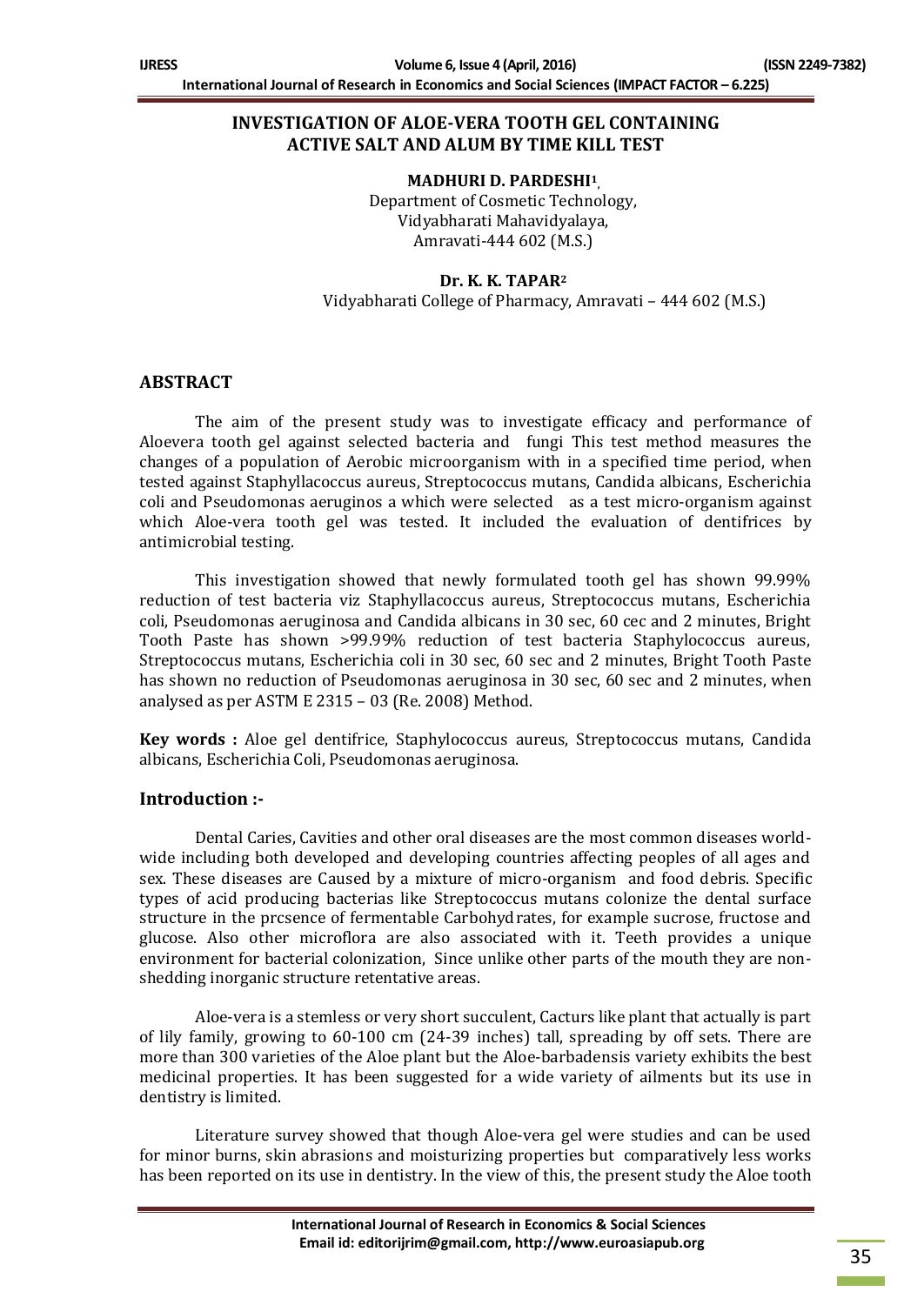# INVESTIGATION OF ALOE-VERA TOOTH GEL CONTAINING ACTIVE SALT AND ALUM BY TIME KILL TEST

**MADHURI D. PARDESHI[1],**
Department of Cosmetic Technology,
Vidyabharati Mahavidyalaya,
Amravati-444 602 (M.S.)

**Dr. K. K. TAPAR[2]**
Vidyabharati College of Pharmacy, Amravati – 444 602 (M.S.)

## ABSTRACT

The aim of the present study was to investigate efficacy and performance of Aloevera tooth gel against selected bacteria and fungi This test method measures the changes of a population of Aerobic microorganism with in a specified time period, when tested against Staphyllacoccus aureus, Streptococcus mutans, Candida albicans, Escherichia coli and Pseudomonas aeruginos a which were selected as a test micro-organism against which Aloe-vera tooth gel was tested. It included the evaluation of dentifrices by antimicrobial testing.

This investigation showed that newly formulated tooth gel has shown 99.99% reduction of test bacteria viz Staphyllacoccus aureus, Streptococcus mutans, Escherichia coli, Pseudomonas aeruginosa and Candida albicans in 30 sec, 60 cec and 2 minutes, Bright Tooth Paste has shown >99.99% reduction of test bacteria Staphylococcus aureus, Streptococcus mutans, Escherichia coli in 30 sec, 60 sec and 2 minutes, Bright Tooth Paste has shown no reduction of Pseudomonas aeruginosa in 30 sec, 60 sec and 2 minutes, when analysed as per ASTM E 2315 – 03 (Re. 2008) Method.

**Key words :** Aloe gel dentifrice, Staphylococcus aureus, Streptococcus mutans, Candida albicans, Escherichia Coli, Pseudomonas aeruginosa.

## Introduction :-

Dental Caries, Cavities and other oral diseases are the most common diseases world-wide including both developed and developing countries affecting peoples of all ages and sex. These diseases are Caused by a mixture of micro-organism and food debris. Specific types of acid producing bacterias like Streptococcus mutans colonize the dental surface structure in the prcsence of fermentable Carbohydrates, for example sucrose, fructose and glucose. Also other microflora are also associated with it. Teeth provides a unique environment for bacterial colonization, Since unlike other parts of the mouth they are non-shedding inorganic structure retentative areas.

Aloe-vera is a stemless or very short succulent, Cacturs like plant that actually is part of lily family, growing to 60-100 cm (24-39 inches) tall, spreading by off sets. There are more than 300 varieties of the Aloe plant but the Aloe-barbadensis variety exhibits the best medicinal properties. It has been suggested for a wide variety of ailments but its use in dentistry is limited.

Literature survey showed that though Aloe-vera gel were studies and can be used for minor burns, skin abrasions and moisturizing properties but comparatively less works has been reported on its use in dentistry. In the view of this, the present study the Aloe tooth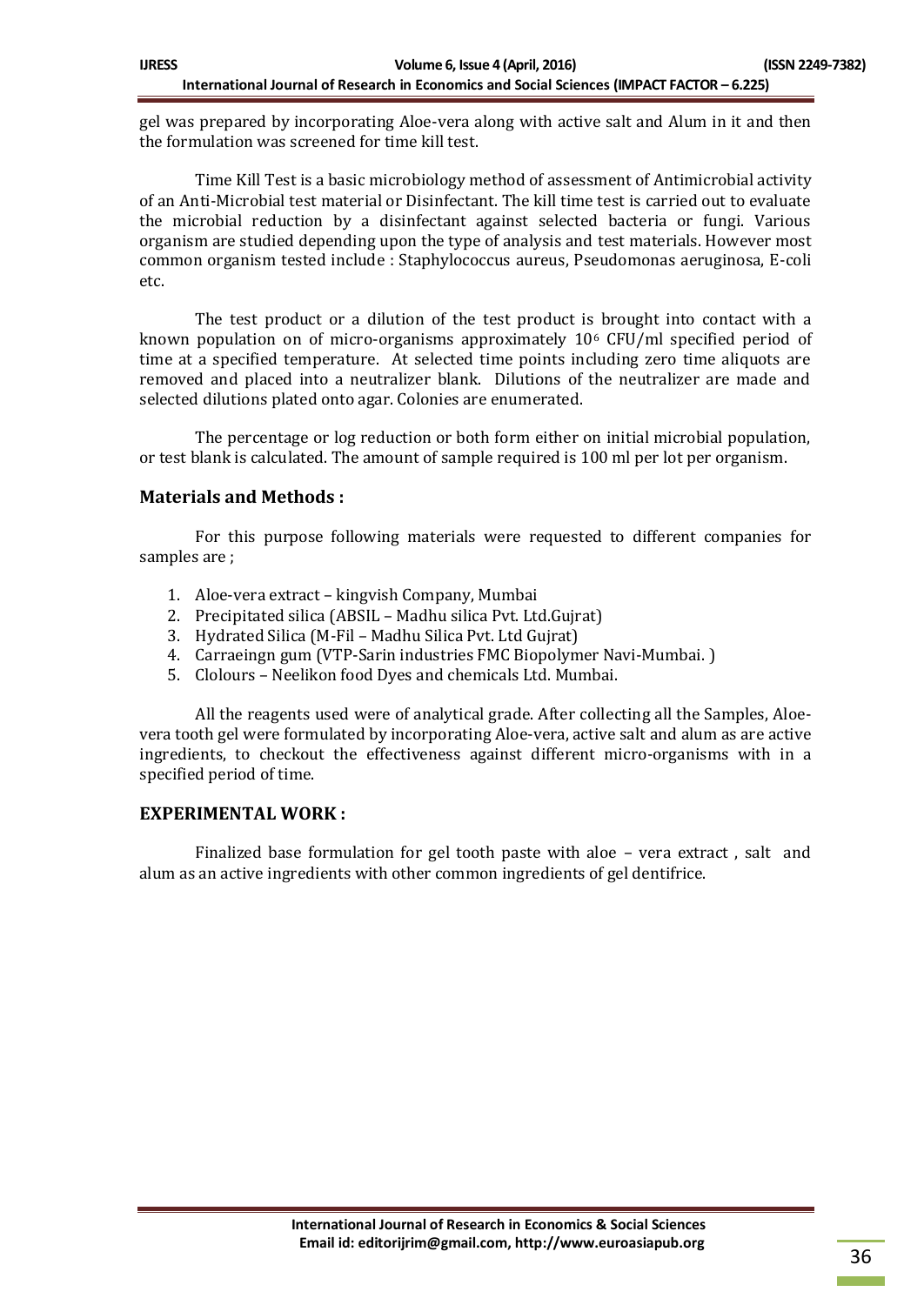gel was prepared by incorporating Aloe-vera along with active salt and Alum in it and then the formulation was screened for time kill test.

Time Kill Test is a basic microbiology method of assessment of Antimicrobial activity of an Anti-Microbial test material or Disinfectant. The kill time test is carried out to evaluate the microbial reduction by a disinfectant against selected bacteria or fungi. Various organism are studied depending upon the type of analysis and test materials. However most common organism tested include : Staphylococcus aureus, Pseudomonas aeruginosa, E-coli etc.

The test product or a dilution of the test product is brought into contact with a known population on of micro-organisms approximately $10^6$ CFU/ml specified period of time at a specified temperature. At selected time points including zero time aliquots are removed and placed into a neutralizer blank. Dilutions of the neutralizer are made and selected dilutions plated onto agar. Colonies are enumerated.

The percentage or log reduction or both form either on initial microbial population, or test blank is calculated. The amount of sample required is 100 ml per lot per organism.

## Materials and Methods :

For this purpose following materials were requested to different companies for samples are ;

1. Aloe-vera extract – kingvish Company, Mumbai
2. Precipitated silica (ABSIL – Madhu silica Pvt. Ltd.Gujrat)
3. Hydrated Silica (M-Fil – Madhu Silica Pvt. Ltd Gujrat)
4. Carraeingn gum (VTP-Sarin industries FMC Biopolymer Navi-Mumbai. )
5. Clolours – Neelikon food Dyes and chemicals Ltd. Mumbai.

All the reagents used were of analytical grade. After collecting all the Samples, Aloe-vera tooth gel were formulated by incorporating Aloe-vera, active salt and alum as are active ingredients, to checkout the effectiveness against different micro-organisms with in a specified period of time.

## EXPERIMENTAL WORK :

Finalized base formulation for gel tooth paste with aloe – vera extract , salt and alum as an active ingredients with other common ingredients of gel dentifrice.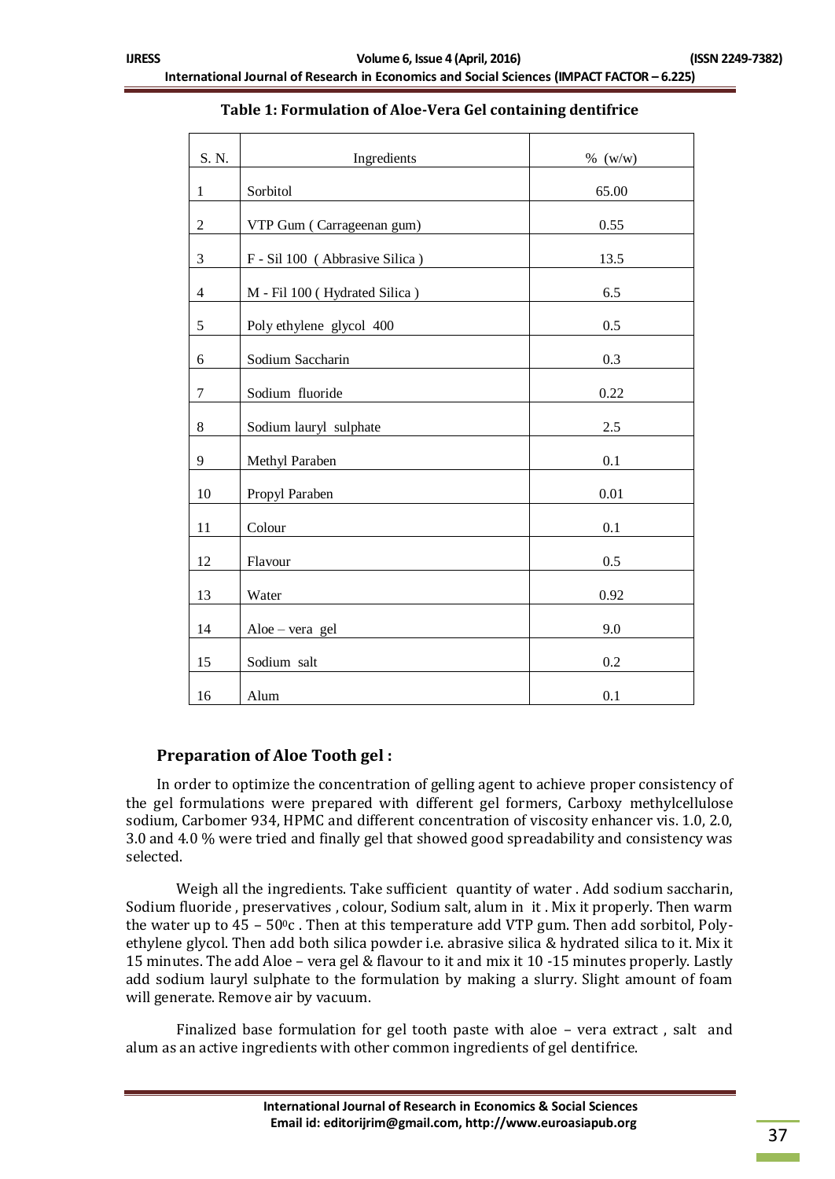**Table 1: Formulation of Aloe-Vera Gel containing dentifrice**

| S. N. | Ingredients | % (w/w) |
|---|---|---|
| 1 | Sorbitol | 65.00 |
| 2 | VTP Gum ( Carrageenan gum) | 0.55 |
| 3 | F - Sil 100 ( Abbrasive Silica ) | 13.5 |
| 4 | M - Fil 100 ( Hydrated Silica ) | 6.5 |
| 5 | Poly ethylene glycol 400 | 0.5 |
| 6 | Sodium Saccharin | 0.3 |
| 7 | Sodium fluoride | 0.22 |
| 8 | Sodium lauryl sulphate | 2.5 |
| 9 | Methyl Paraben | 0.1 |
| 10 | Propyl Paraben | 0.01 |
| 11 | Colour | 0.1 |
| 12 | Flavour | 0.5 |
| 13 | Water | 0.92 |
| 14 | Aloe – vera gel | 9.0 |
| 15 | Sodium salt | 0.2 |
| 16 | Alum | 0.1 |

### Preparation of Aloe Tooth gel :

In order to optimize the concentration of gelling agent to achieve proper consistency of the gel formulations were prepared with different gel formers, Carboxy methylcellulose sodium, Carbomer 934, HPMC and different concentration of viscosity enhancer vis. 1.0, 2.0, 3.0 and 4.0 % were tried and finally gel that showed good spreadability and consistency was selected.

Weigh all the ingredients. Take sufficient quantity of water . Add sodium saccharin, Sodium fluoride , preservatives , colour, Sodium salt, alum in it . Mix it properly. Then warm the water up to 45 – 50$^0$c . Then at this temperature add VTP gum. Then add sorbitol, Poly-ethylene glycol. Then add both silica powder i.e. abrasive silica & hydrated silica to it. Mix it 15 minutes. The add Aloe – vera gel & flavour to it and mix it 10 -15 minutes properly. Lastly add sodium lauryl sulphate to the formulation by making a slurry. Slight amount of foam will generate. Remove air by vacuum.

Finalized base formulation for gel tooth paste with aloe – vera extract , salt and alum as an active ingredients with other common ingredients of gel dentifrice.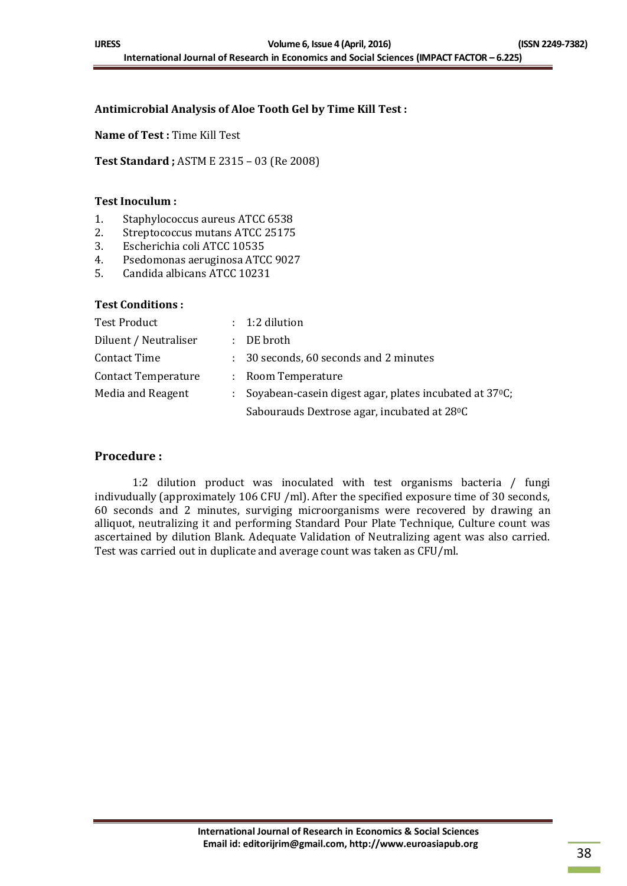**Antimicrobial Analysis of Aloe Tooth Gel by Time Kill Test :**

**Name of Test :** Time Kill Test

**Test Standard ;** ASTM E 2315 – 03 (Re 2008)

**Test Inoculum :**

1. Staphylococcus aureus ATCC 6538
2. Streptococcus mutans ATCC 25175
3. Escherichia coli ATCC 10535
4. Psedomonas aeruginosa ATCC 9027
5. Candida albicans ATCC 10231

**Test Conditions :**

| | | |
|---|---|---|
| Test Product | : | 1:2 dilution |
| Diluent / Neutraliser | : | DE broth |
| Contact Time | : | 30 seconds, 60 seconds and 2 minutes |
| Contact Temperature | : | Room Temperature |
| Media and Reagent | : | Soyabean-casein digest agar, plates incubated at 37$^0$C; Sabourauds Dextrose agar, incubated at 28$^0$C |

## Procedure :

1:2 dilution product was inoculated with test organisms bacteria / fungi indivudually (approximately 106 CFU /ml). After the specified exposure time of 30 seconds, 60 seconds and 2 minutes, surviging microorganisms were recovered by drawing an alliquot, neutralizing it and performing Standard Pour Plate Technique, Culture count was ascertained by dilution Blank. Adequate Validation of Neutralizing agent was also carried. Test was carried out in duplicate and average count was taken as CFU/ml.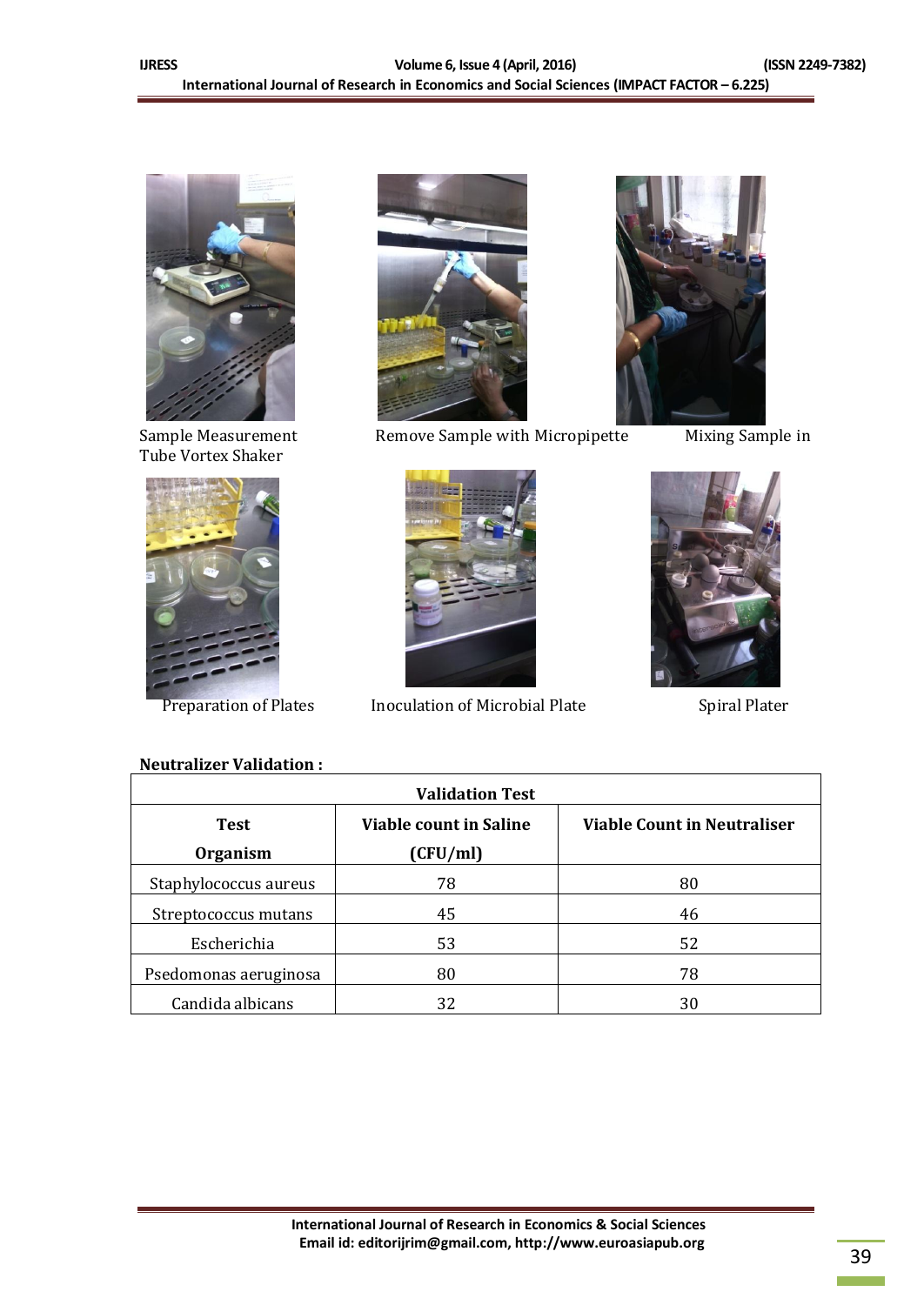Sample Measurement

Remove Sample with Micropipette

Mixing Sample in Tube Vortex Shaker

Preparation of Plates

Inoculation of Microbial Plate

Spiral Plater

**Neutralizer Validation :**

| Validation Test | | |
|---|---|---|
| **Test Organism** | **Viable count in Saline (CFU/ml)** | **Viable Count in Neutraliser** |
| Staphylococcus aureus | 78 | 80 |
| Streptococcus mutans | 45 | 46 |
| Escherichia | 53 | 52 |
| Psedomonas aeruginosa | 80 | 78 |
| Candida albicans | 32 | 30 |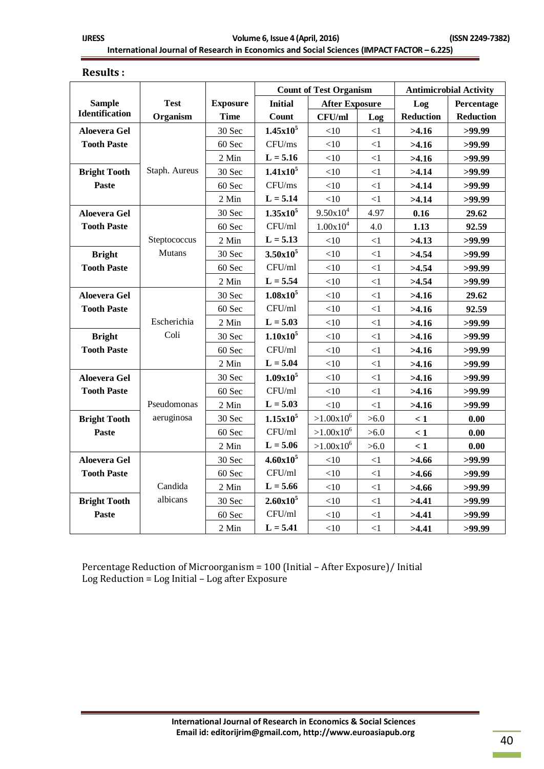## Results :

| Sample Identification | Test Organism | Exposure Time | Count of Test Organism | | | Antimicrobial Activity | |
|---|---|---|---|---|---|---|---|
| | | | Initial Count | After Exposure | | Log Reduction | Percentage Reduction |
| | | | | CFU/ml | Log | | |
| **Aloevera Gel Tooth Paste** | Staph. Aureus | 30 Sec | **$1.45x10^5$** | <10 | <1 | **>4.16** | **>99.99** |
| | | 60 Sec | CFU/ms | <10 | <1 | **>4.16** | **>99.99** |
| | | 2 Min | **L = 5.16** | <10 | <1 | **>4.16** | **>99.99** |
| **Bright Tooth Paste** | | 30 Sec | **$1.41x10^5$** | <10 | <1 | **>4.14** | **>99.99** |
| | | 60 Sec | CFU/ms | <10 | <1 | **>4.14** | **>99.99** |
| | | 2 Min | **L = 5.14** | <10 | <1 | **>4.14** | **>99.99** |
| **Aloevera Gel Tooth Paste** | Steptococcus Mutans | 30 Sec | **$1.35x10^5$** | $9.50x10^4$ | 4.97 | **0.16** | **29.62** |
| | | 60 Sec | CFU/ml | $1.00x10^4$ | 4.0 | **1.13** | **92.59** |
| | | 2 Min | **L = 5.13** | <10 | <1 | **>4.13** | **>99.99** |
| **Bright Tooth Paste** | | 30 Sec | **$3.50x10^5$** | <10 | <1 | **>4.54** | **>99.99** |
| | | 60 Sec | CFU/ml | <10 | <1 | **>4.54** | **>99.99** |
| | | 2 Min | **L = 5.54** | <10 | <1 | **>4.54** | **>99.99** |
| **Aloevera Gel Tooth Paste** | Escherichia Coli | 30 Sec | **$1.08x10^5$** | <10 | <1 | **>4.16** | **29.62** |
| | | 60 Sec | CFU/ml | <10 | <1 | **>4.16** | **92.59** |
| | | 2 Min | **L = 5.03** | <10 | <1 | **>4.16** | **>99.99** |
| **Bright Tooth Paste** | | 30 Sec | **$1.10x10^5$** | <10 | <1 | **>4.16** | **>99.99** |
| | | 60 Sec | CFU/ml | <10 | <1 | **>4.16** | **>99.99** |
| | | 2 Min | **L = 5.04** | <10 | <1 | **>4.16** | **>99.99** |
| **Aloevera Gel Tooth Paste** | Pseudomonas aeruginosa | 30 Sec | **$1.09x10^5$** | <10 | <1 | **>4.16** | **>99.99** |
| | | 60 Sec | CFU/ml | <10 | <1 | **>4.16** | **>99.99** |
| | | 2 Min | **L = 5.03** | <10 | <1 | **>4.16** | **>99.99** |
| **Bright Tooth Paste** | | 30 Sec | **$1.15x10^5$** | $>1.00x10^6$ | >6.0 | **< 1** | **0.00** |
| | | 60 Sec | CFU/ml | $>1.00x10^6$ | >6.0 | **< 1** | **0.00** |
| | | 2 Min | **L = 5.06** | $>1.00x10^6$ | >6.0 | **< 1** | **0.00** |
| **Aloevera Gel Tooth Paste** | Candida albicans | 30 Sec | **$4.60x10^5$** | <10 | <1 | **>4.66** | **>99.99** |
| | | 60 Sec | CFU/ml | <10 | <1 | **>4.66** | **>99.99** |
| | | 2 Min | **L = 5.66** | <10 | <1 | **>4.66** | **>99.99** |
| **Bright Tooth Paste** | | 30 Sec | **$2.60x10^5$** | <10 | <1 | **>4.41** | **>99.99** |
| | | 60 Sec | CFU/ml | <10 | <1 | **>4.41** | **>99.99** |
| | | 2 Min | **L = 5.41** | <10 | <1 | **>4.41** | **>99.99** |

Percentage Reduction of Microorganism = 100 (Initial – After Exposure)/ Initial
Log Reduction = Log Initial – Log after Exposure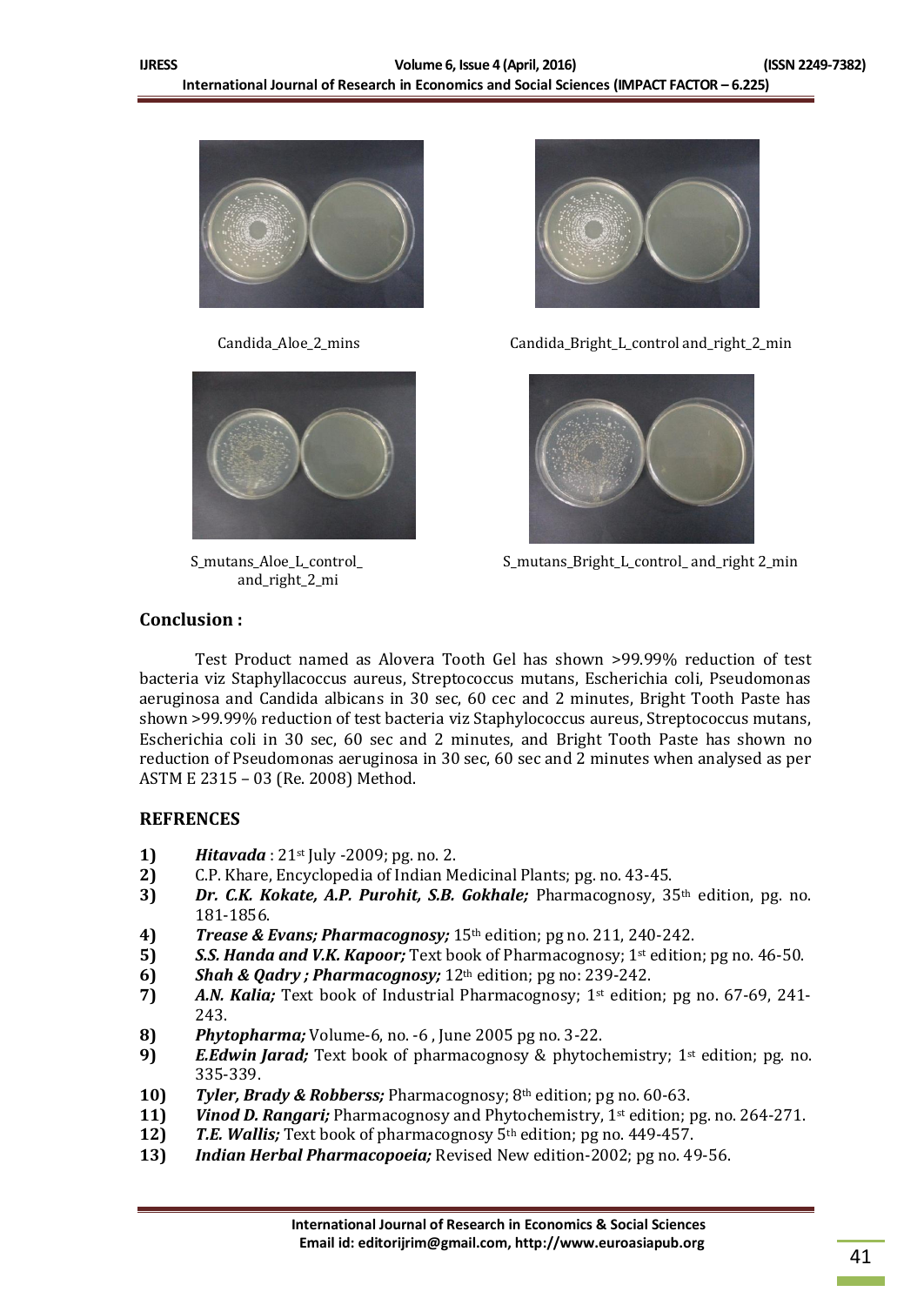Candida_Aloe_2_mins

Candida_Bright_L_control and_right_2_min

S_mutans_Aloe_L_control_and_right_2_mi

S_mutans_Bright_L_control_ and_right 2_min

## Conclusion :

Test Product named as Alovera Tooth Gel has shown >99.99% reduction of test bacteria viz Staphyllacoccus aureus, Streptococcus mutans, Escherichia coli, Pseudomonas aeruginosa and Candida albicans in 30 sec, 60 cec and 2 minutes, Bright Tooth Paste has shown >99.99% reduction of test bacteria viz Staphylococcus aureus, Streptococcus mutans, Escherichia coli in 30 sec, 60 sec and 2 minutes, and Bright Tooth Paste has shown no reduction of Pseudomonas aeruginosa in 30 sec, 60 sec and 2 minutes when analysed as per ASTM E 2315 – 03 (Re. 2008) Method.

## REFRENCES

1) ***Hitavada*** : 21st July -2009; pg. no. 2.
2) C.P. Khare, Encyclopedia of Indian Medicinal Plants; pg. no. 43-45.
3) ***Dr. C.K. Kokate, A.P. Purohit, S.B. Gokhale;*** Pharmacognosy, 35th edition, pg. no. 181-1856.
4) ***Trease & Evans; Pharmacognosy;*** 15th edition; pg no. 211, 240-242.
5) ***S.S. Handa and V.K. Kapoor;*** Text book of Pharmacognosy; 1st edition; pg no. 46-50.
6) ***Shah & Qadry ; Pharmacognosy;*** 12th edition; pg no: 239-242.
7) ***A.N. Kalia;*** Text book of Industrial Pharmacognosy; 1st edition; pg no. 67-69, 241-243.
8) ***Phytopharma;*** Volume-6, no. -6 , June 2005 pg no. 3-22.
9) ***E.Edwin Jarad;*** Text book of pharmacognosy & phytochemistry; 1st edition; pg. no. 335-339.
10) ***Tyler, Brady & Robberss;*** Pharmacognosy; 8th edition; pg no. 60-63.
11) ***Vinod D. Rangari;*** Pharmacognosy and Phytochemistry, 1st edition; pg. no. 264-271.
12) ***T.E. Wallis;*** Text book of pharmacognosy 5th edition; pg no. 449-457.
13) ***Indian Herbal Pharmacopoeia;*** Revised New edition-2002; pg no. 49-56.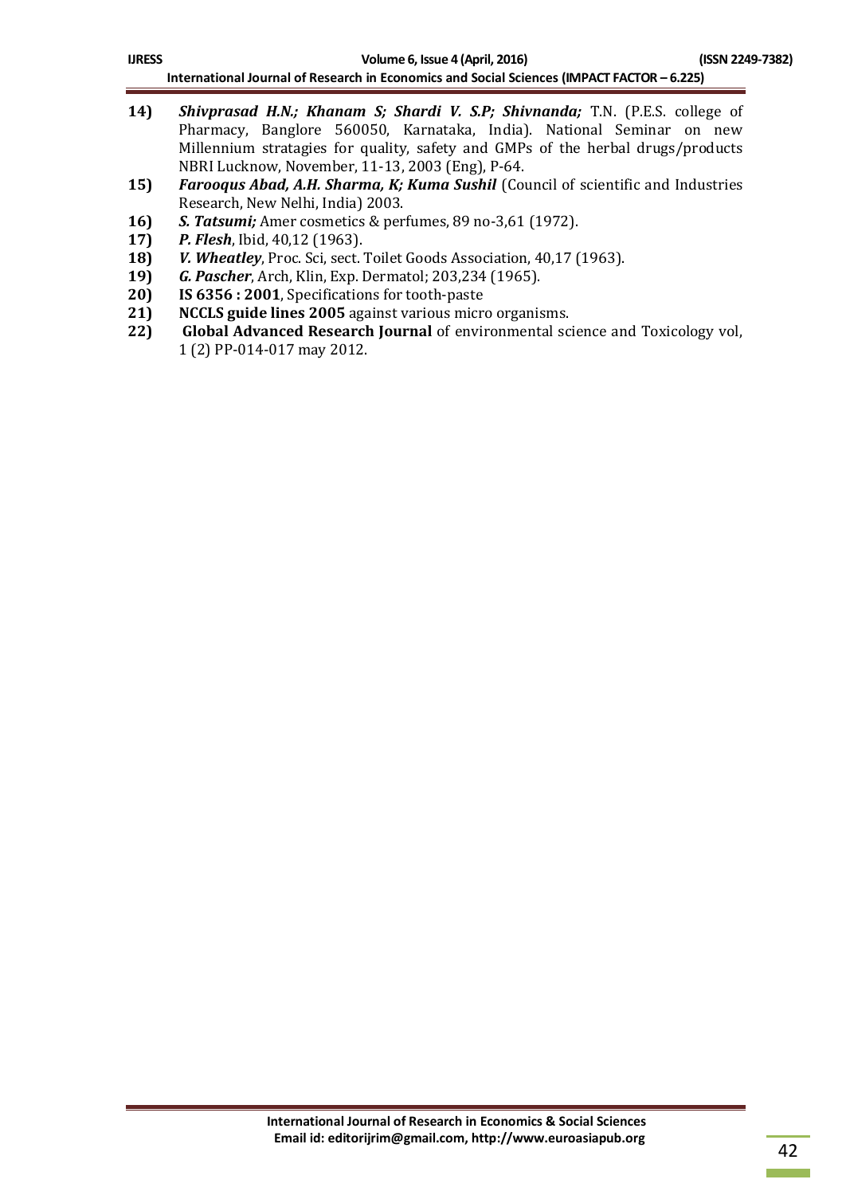14) ***Shivprasad H.N.; Khanam S; Shardi V. S.P; Shivnanda;*** T.N. (P.E.S. college of Pharmacy, Banglore 560050, Karnataka, India). National Seminar on new Millennium stratagies for quality, safety and GMPs of the herbal drugs/products NBRI Lucknow, November, 11-13, 2003 (Eng), P-64.

15) ***Farooqus Abad, A.H. Sharma, K; Kuma Sushil*** (Council of scientific and Industries Research, New Nelhi, India) 2003.

16) ***S. Tatsumi;*** Amer cosmetics & perfumes, 89 no-3,61 (1972).

17) ***P. Flesh***, Ibid, 40,12 (1963).

18) ***V. Wheatley***, Proc. Sci, sect. Toilet Goods Association, 40,17 (1963).

19) ***G. Pascher***, Arch, Klin, Exp. Dermatol; 203,234 (1965).

20) **IS 6356 : 2001**, Specifications for tooth-paste

21) **NCCLS guide lines 2005** against various micro organisms.

22) **Global Advanced Research Journal** of environmental science and Toxicology vol, 1 (2) PP-014-017 may 2012.